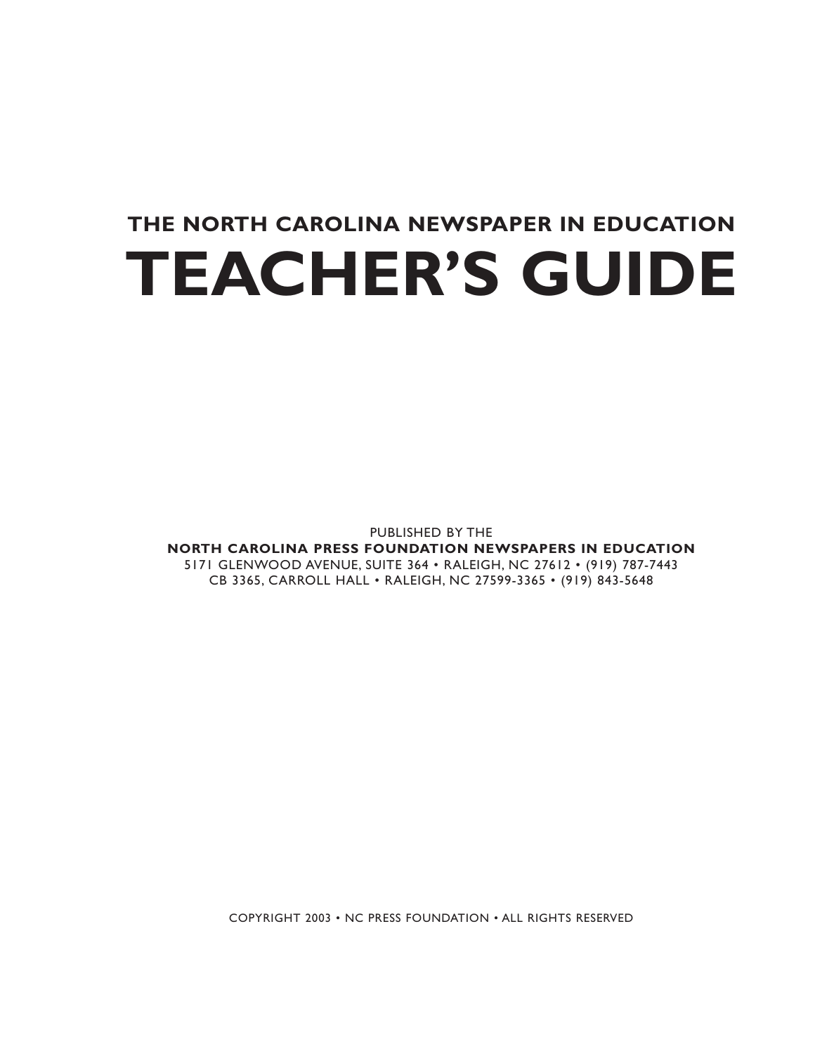## THE NORTH CAROLINA NEWSPAPER IN EDUCATION

# TEACHER'S GUIDE

PUBLISHED BY THE
**NORTH CAROLINA PRESS FOUNDATION NEWSPAPERS IN EDUCATION**
5171 GLENWOOD AVENUE, SUITE 364 • RALEIGH, NC 27612 • (919) 787-7443
CB 3365, CARROLL HALL • RALEIGH, NC 27599-3365 • (919) 843-5648

COPYRIGHT 2003 • NC PRESS FOUNDATION • ALL RIGHTS RESERVED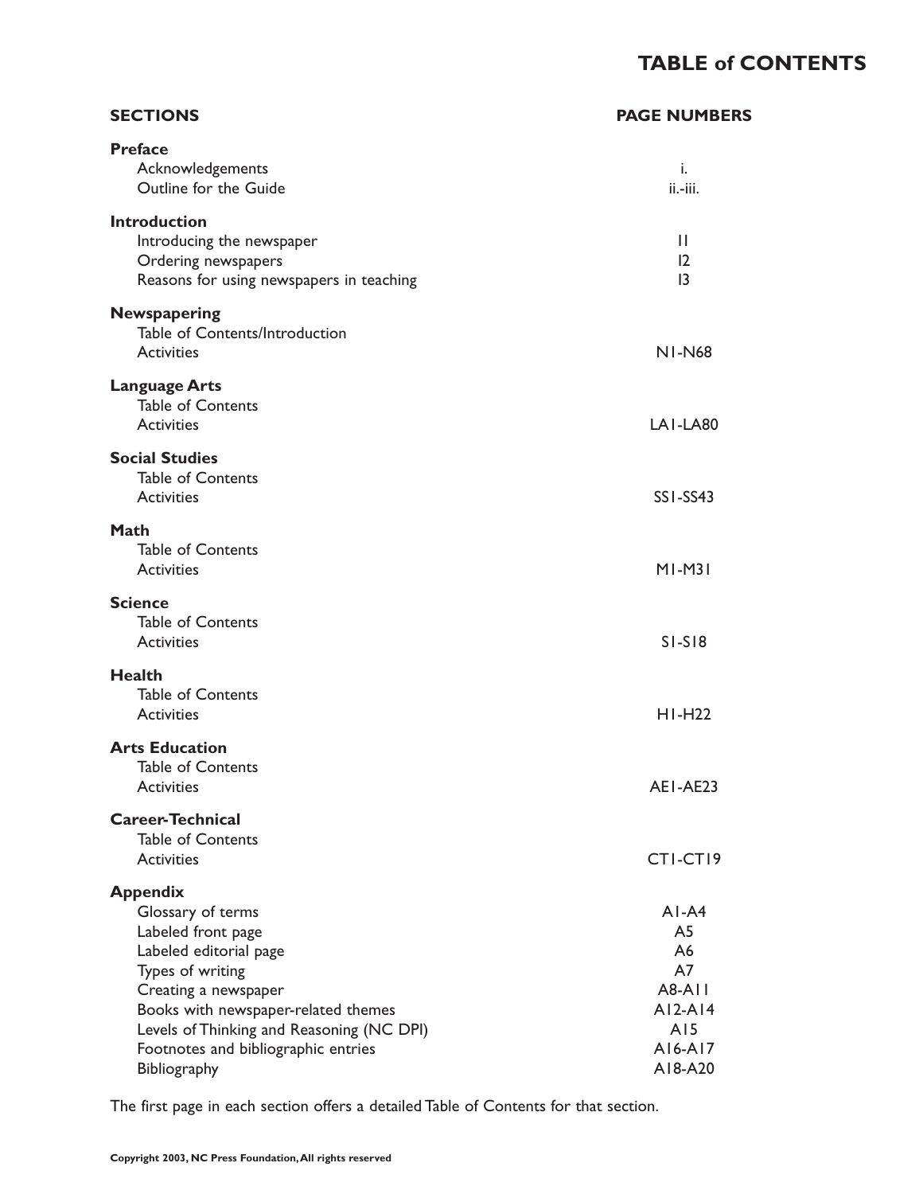# TABLE of CONTENTS

| SECTIONS | PAGE NUMBERS |
| --- | --- |
| **Preface** | |
| Acknowledgements | i. |
| Outline for the Guide | ii.-iii. |
| **Introduction** | |
| Introducing the newspaper | I1 |
| Ordering newspapers | I2 |
| Reasons for using newspapers in teaching | I3 |
| **Newspapering** | |
| Table of Contents/Introduction | |
| Activities | N1-N68 |
| **Language Arts** | |
| Table of Contents | |
| Activities | LA1-LA80 |
| **Social Studies** | |
| Table of Contents | |
| Activities | SS1-SS43 |
| **Math** | |
| Table of Contents | |
| Activities | M1-M31 |
| **Science** | |
| Table of Contents | |
| Activities | S1-S18 |
| **Health** | |
| Table of Contents | |
| Activities | H1-H22 |
| **Arts Education** | |
| Table of Contents | |
| Activities | AE1-AE23 |
| **Career-Technical** | |
| Table of Contents | |
| Activities | CT1-CT19 |
| **Appendix** | |
| Glossary of terms | A1-A4 |
| Labeled front page | A5 |
| Labeled editorial page | A6 |
| Types of writing | A7 |
| Creating a newspaper | A8-A11 |
| Books with newspaper-related themes | A12-A14 |
| Levels of Thinking and Reasoning (NC DPI) | A15 |
| Footnotes and bibliographic entries | A16-A17 |
| Bibliography | A18-A20 |

The first page in each section offers a detailed Table of Contents for that section.

**Copyright 2003, NC Press Foundation, All rights reserved**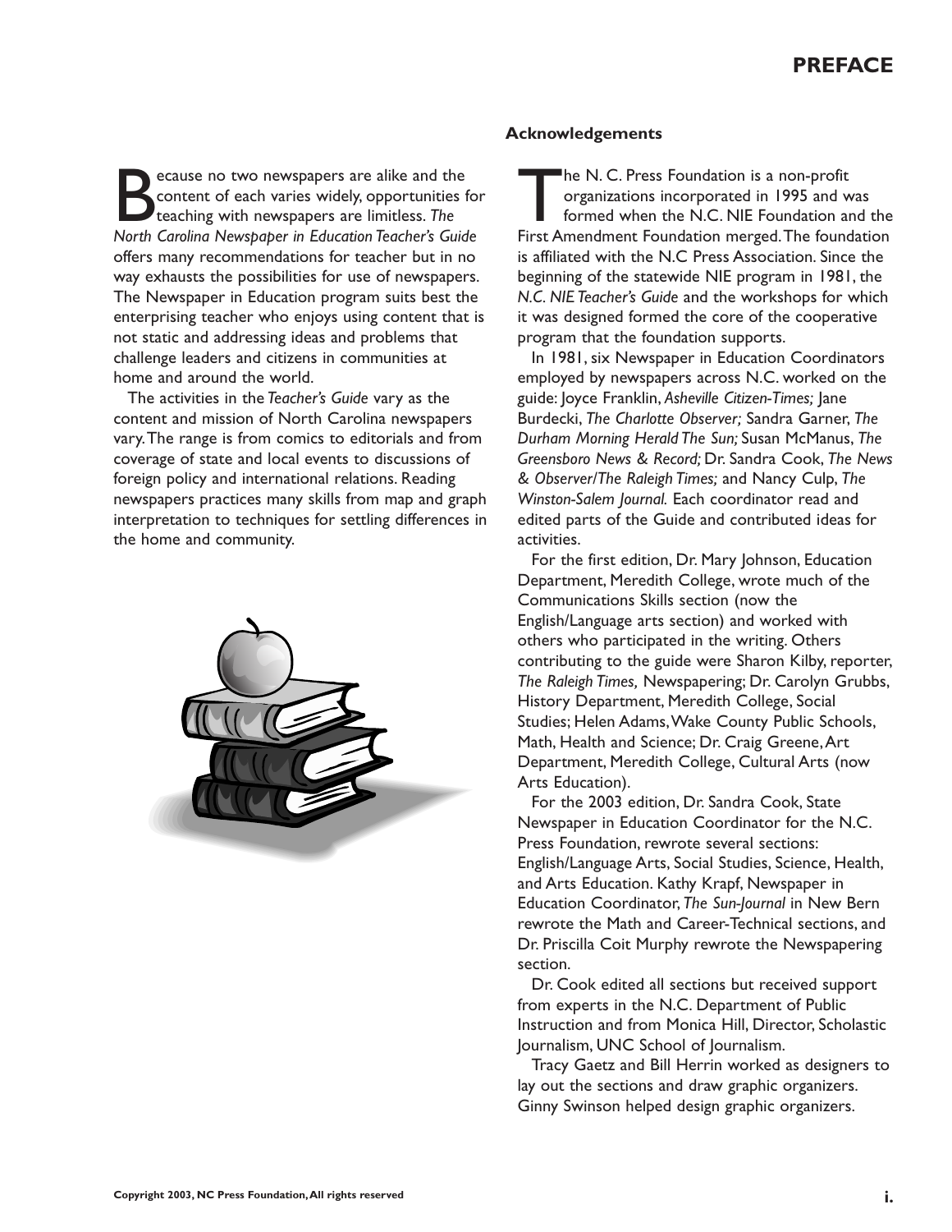# PREFACE

Because no two newspapers are alike and the content of each varies widely, opportunities for teaching with newspapers are limitless. *The North Carolina Newspaper in Education Teacher's Guide* offers many recommendations for teacher but in no way exhausts the possibilities for use of newspapers. The Newspaper in Education program suits best the enterprising teacher who enjoys using content that is not static and addressing ideas and problems that challenge leaders and citizens in communities at home and around the world.

The activities in the *Teacher's Guide* vary as the content and mission of North Carolina newspapers vary. The range is from comics to editorials and from coverage of state and local events to discussions of foreign policy and international relations. Reading newspapers practices many skills from map and graph interpretation to techniques for settling differences in the home and community.

## Acknowledgements

The N. C. Press Foundation is a non-profit organizations incorporated in 1995 and was formed when the N.C. NIE Foundation and the First Amendment Foundation merged. The foundation is affiliated with the N.C Press Association. Since the beginning of the statewide NIE program in 1981, the *N.C. NIE Teacher's Guide* and the workshops for which it was designed formed the core of the cooperative program that the foundation supports.

In 1981, six Newspaper in Education Coordinators employed by newspapers across N.C. worked on the guide: Joyce Franklin, *Asheville Citizen-Times;* Jane Burdecki, *The Charlotte Observer;* Sandra Garner, *The Durham Morning Herald The Sun;* Susan McManus, *The Greensboro News & Record;* Dr. Sandra Cook, *The News & Observer/The Raleigh Times;* and Nancy Culp, *The Winston-Salem Journal.* Each coordinator read and edited parts of the Guide and contributed ideas for activities.

For the first edition, Dr. Mary Johnson, Education Department, Meredith College, wrote much of the Communications Skills section (now the English/Language arts section) and worked with others who participated in the writing. Others contributing to the guide were Sharon Kilby, reporter, *The Raleigh Times,* Newspapering; Dr. Carolyn Grubbs, History Department, Meredith College, Social Studies; Helen Adams, Wake County Public Schools, Math, Health and Science; Dr. Craig Greene, Art Department, Meredith College, Cultural Arts (now Arts Education).

For the 2003 edition, Dr. Sandra Cook, State Newspaper in Education Coordinator for the N.C. Press Foundation, rewrote several sections: English/Language Arts, Social Studies, Science, Health, and Arts Education. Kathy Krapf, Newspaper in Education Coordinator, *The Sun-Journal* in New Bern rewrote the Math and Career-Technical sections, and Dr. Priscilla Coit Murphy rewrote the Newspapering section.

Dr. Cook edited all sections but received support from experts in the N.C. Department of Public Instruction and from Monica Hill, Director, Scholastic Journalism, UNC School of Journalism.

Tracy Gaetz and Bill Herrin worked as designers to lay out the sections and draw graphic organizers. Ginny Swinson helped design graphic organizers.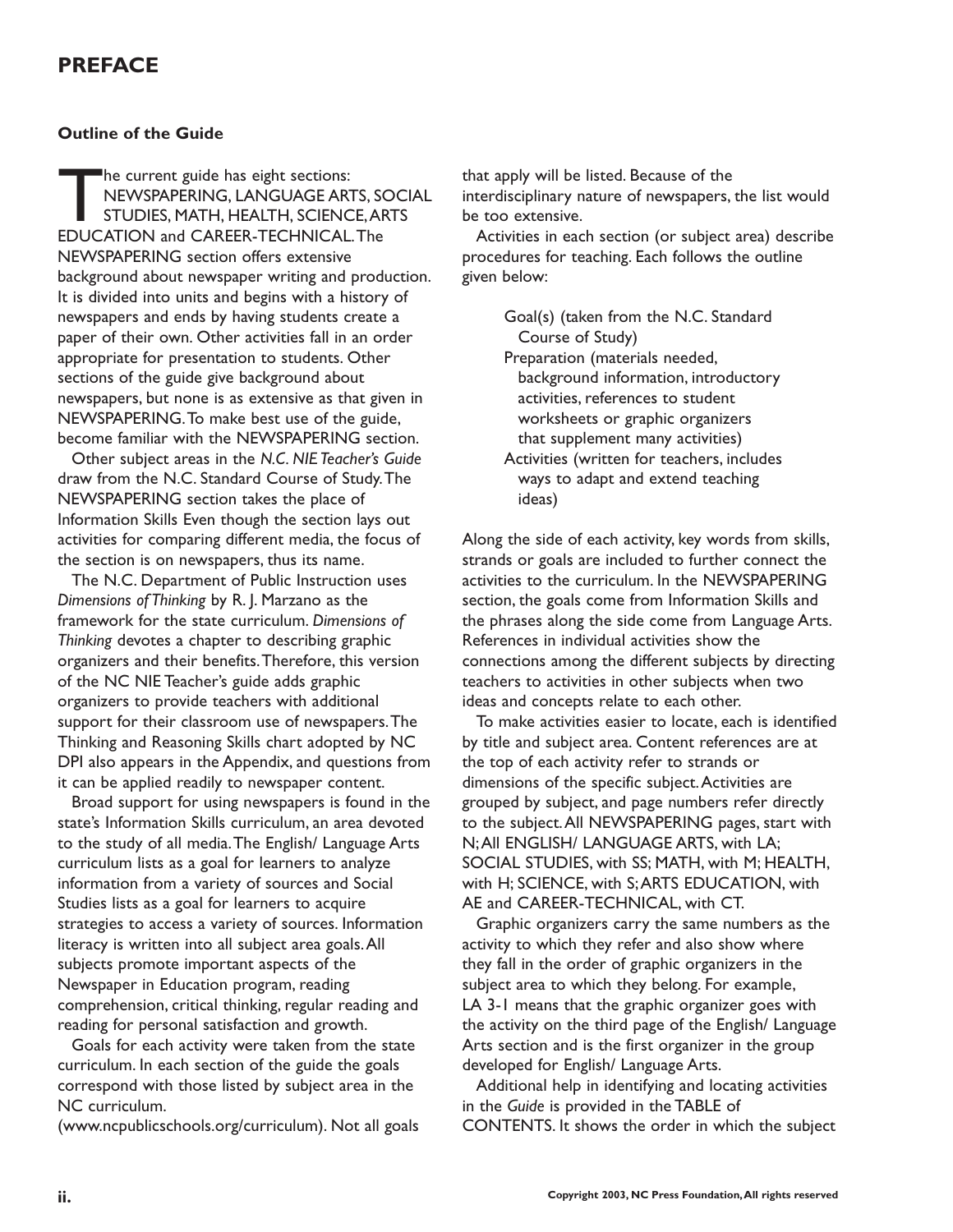# PREFACE

### Outline of the Guide

The current guide has eight sections: NEWSPAPERING, LANGUAGE ARTS, SOCIAL STUDIES, MATH, HEALTH, SCIENCE, ARTS EDUCATION and CAREER-TECHNICAL. The NEWSPAPERING section offers extensive background about newspaper writing and production. It is divided into units and begins with a history of newspapers and ends by having students create a paper of their own. Other activities fall in an order appropriate for presentation to students. Other sections of the guide give background about newspapers, but none is as extensive as that given in NEWSPAPERING. To make best use of the guide, become familiar with the NEWSPAPERING section.

Other subject areas in the *N.C. NIE Teacher's Guide* draw from the N.C. Standard Course of Study. The NEWSPAPERING section takes the place of Information Skills Even though the section lays out activities for comparing different media, the focus of the section is on newspapers, thus its name.

The N.C. Department of Public Instruction uses *Dimensions of Thinking* by R. J. Marzano as the framework for the state curriculum. *Dimensions of Thinking* devotes a chapter to describing graphic organizers and their benefits. Therefore, this version of the NC NIE Teacher's guide adds graphic organizers to provide teachers with additional support for their classroom use of newspapers. The Thinking and Reasoning Skills chart adopted by NC DPI also appears in the Appendix, and questions from it can be applied readily to newspaper content.

Broad support for using newspapers is found in the state's Information Skills curriculum, an area devoted to the study of all media. The English/ Language Arts curriculum lists as a goal for learners to analyze information from a variety of sources and Social Studies lists as a goal for learners to acquire strategies to access a variety of sources. Information literacy is written into all subject area goals. All subjects promote important aspects of the Newspaper in Education program, reading comprehension, critical thinking, regular reading and reading for personal satisfaction and growth.

Goals for each activity were taken from the state curriculum. In each section of the guide the goals correspond with those listed by subject area in the NC curriculum. (www.ncpublicschools.org/curriculum). Not all goals that apply will be listed. Because of the interdisciplinary nature of newspapers, the list would be too extensive.

Activities in each section (or subject area) describe procedures for teaching. Each follows the outline given below:

> Goal(s) (taken from the N.C. Standard Course of Study)
> Preparation (materials needed, background information, introductory activities, references to student worksheets or graphic organizers that supplement many activities)
> Activities (written for teachers, includes ways to adapt and extend teaching ideas)

Along the side of each activity, key words from skills, strands or goals are included to further connect the activities to the curriculum. In the NEWSPAPERING section, the goals come from Information Skills and the phrases along the side come from Language Arts. References in individual activities show the connections among the different subjects by directing teachers to activities in other subjects when two ideas and concepts relate to each other.

To make activities easier to locate, each is identified by title and subject area. Content references are at the top of each activity refer to strands or dimensions of the specific subject. Activities are grouped by subject, and page numbers refer directly to the subject. All NEWSPAPERING pages, start with N; All ENGLISH/ LANGUAGE ARTS, with LA; SOCIAL STUDIES, with SS; MATH, with M; HEALTH, with H; SCIENCE, with S; ARTS EDUCATION, with AE and CAREER-TECHNICAL, with CT.

Graphic organizers carry the same numbers as the activity to which they refer and also show where they fall in the order of graphic organizers in the subject area to which they belong. For example, LA 3-1 means that the graphic organizer goes with the activity on the third page of the English/ Language Arts section and is the first organizer in the group developed for English/ Language Arts.

Additional help in identifying and locating activities in the *Guide* is provided in the TABLE of CONTENTS. It shows the order in which the subject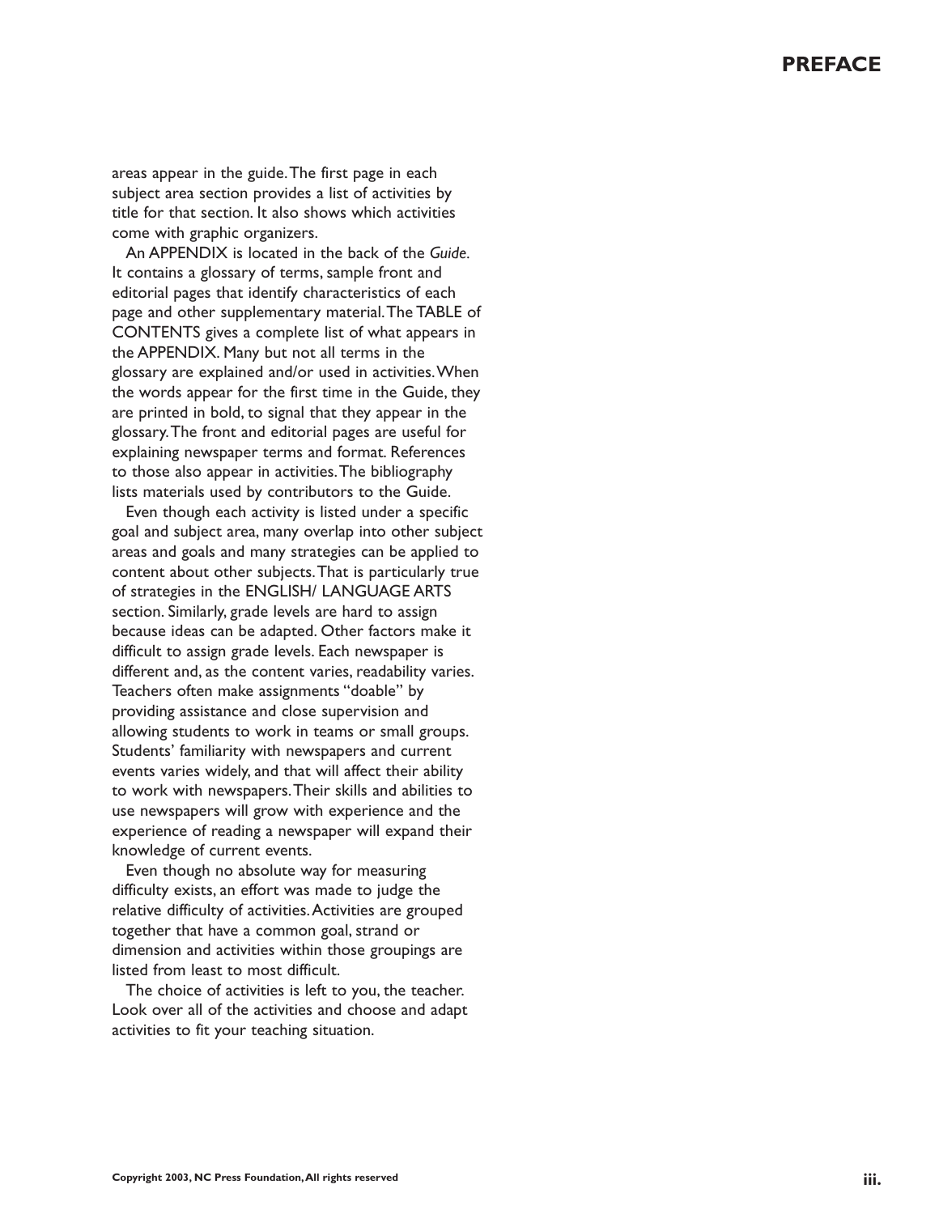areas appear in the guide. The first page in each subject area section provides a list of activities by title for that section. It also shows which activities come with graphic organizers.

An APPENDIX is located in the back of the *Guide*. It contains a glossary of terms, sample front and editorial pages that identify characteristics of each page and other supplementary material. The TABLE of CONTENTS gives a complete list of what appears in the APPENDIX. Many but not all terms in the glossary are explained and/or used in activities. When the words appear for the first time in the Guide, they are printed in bold, to signal that they appear in the glossary. The front and editorial pages are useful for explaining newspaper terms and format. References to those also appear in activities. The bibliography lists materials used by contributors to the Guide.

Even though each activity is listed under a specific goal and subject area, many overlap into other subject areas and goals and many strategies can be applied to content about other subjects. That is particularly true of strategies in the ENGLISH/ LANGUAGE ARTS section. Similarly, grade levels are hard to assign because ideas can be adapted. Other factors make it difficult to assign grade levels. Each newspaper is different and, as the content varies, readability varies. Teachers often make assignments "doable" by providing assistance and close supervision and allowing students to work in teams or small groups. Students' familiarity with newspapers and current events varies widely, and that will affect their ability to work with newspapers. Their skills and abilities to use newspapers will grow with experience and the experience of reading a newspaper will expand their knowledge of current events.

Even though no absolute way for measuring difficulty exists, an effort was made to judge the relative difficulty of activities. Activities are grouped together that have a common goal, strand or dimension and activities within those groupings are listed from least to most difficult.

The choice of activities is left to you, the teacher. Look over all of the activities and choose and adapt activities to fit your teaching situation.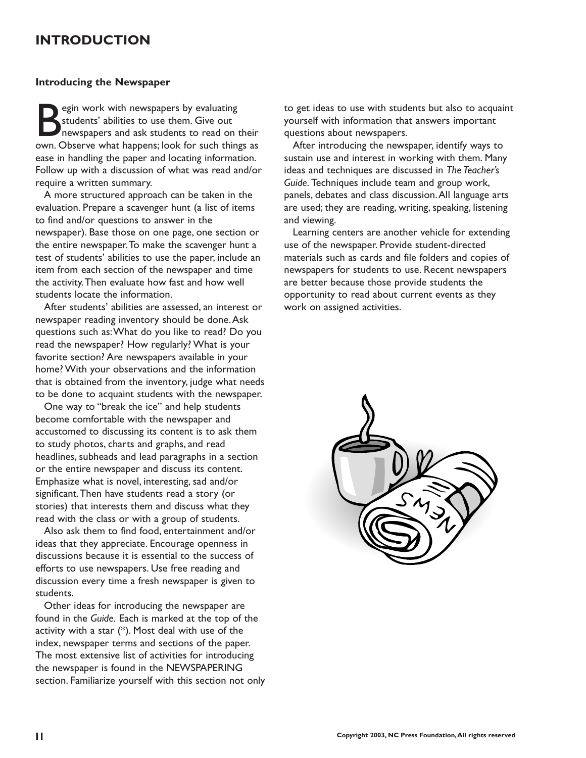# INTRODUCTION

### Introducing the Newspaper

Begin work with newspapers by evaluating students' abilities to use them. Give out newspapers and ask students to read on their own. Observe what happens; look for such things as ease in handling the paper and locating information. Follow up with a discussion of what was read and/or require a written summary.

A more structured approach can be taken in the evaluation. Prepare a scavenger hunt (a list of items to find and/or questions to answer in the newspaper). Base those on one page, one section or the entire newspaper. To make the scavenger hunt a test of students' abilities to use the paper, include an item from each section of the newspaper and time the activity. Then evaluate how fast and how well students locate the information.

After students' abilities are assessed, an interest or newspaper reading inventory should be done. Ask questions such as: What do you like to read? Do you read the newspaper? How regularly? What is your favorite section? Are newspapers available in your home? With your observations and the information that is obtained from the inventory, judge what needs to be done to acquaint students with the newspaper.

One way to "break the ice" and help students become comfortable with the newspaper and accustomed to discussing its content is to ask them to study photos, charts and graphs, and read headlines, subheads and lead paragraphs in a section or the entire newspaper and discuss its content. Emphasize what is novel, interesting, sad and/or significant. Then have students read a story (or stories) that interests them and discuss what they read with the class or with a group of students.

Also ask them to find food, entertainment and/or ideas that they appreciate. Encourage openness in discussions because it is essential to the success of efforts to use newspapers. Use free reading and discussion every time a fresh newspaper is given to students.

Other ideas for introducing the newspaper are found in the *Guide.* Each is marked at the top of the activity with a star (*). Most deal with use of the index, newspaper terms and sections of the paper. The most extensive list of activities for introducing the newspaper is found in the NEWSPAPERING section. Familiarize yourself with this section not only to get ideas to use with students but also to acquaint yourself with information that answers important questions about newspapers.

After introducing the newspaper, identify ways to sustain use and interest in working with them. Many ideas and techniques are discussed in *The Teacher's Guide*. Techniques include team and group work, panels, debates and class discussion. All language arts are used; they are reading, writing, speaking, listening and viewing.

Learning centers are another vehicle for extending use of the newspaper. Provide student-directed materials such as cards and file folders and copies of newspapers for students to use. Recent newspapers are better because those provide students the opportunity to read about current events as they work on assigned activities.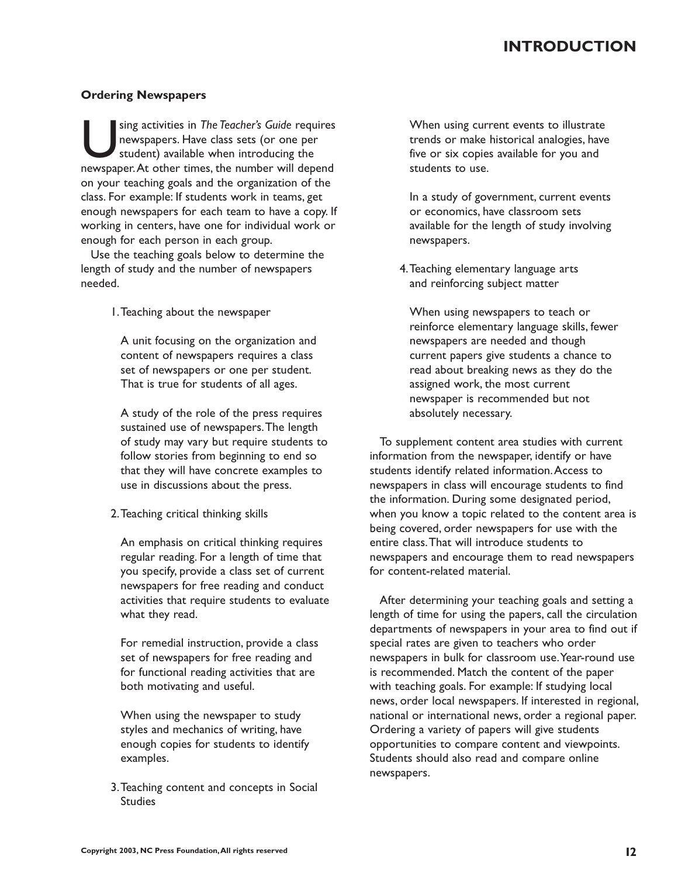### Ordering Newspapers

Using activities in *The Teacher's Guide* requires newspapers. Have class sets (or one per student) available when introducing the newspaper. At other times, the number will depend on your teaching goals and the organization of the class. For example: If students work in teams, get enough newspapers for each team to have a copy. If working in centers, have one for individual work or enough for each person in each group.

Use the teaching goals below to determine the length of study and the number of newspapers needed.

1. Teaching about the newspaper

   A unit focusing on the organization and content of newspapers requires a class set of newspapers or one per student. That is true for students of all ages.

   A study of the role of the press requires sustained use of newspapers. The length of study may vary but require students to follow stories from beginning to end so that they will have concrete examples to use in discussions about the press.

2. Teaching critical thinking skills

   An emphasis on critical thinking requires regular reading. For a length of time that you specify, provide a class set of current newspapers for free reading and conduct activities that require students to evaluate what they read.

   For remedial instruction, provide a class set of newspapers for free reading and for functional reading activities that are both motivating and useful.

   When using the newspaper to study styles and mechanics of writing, have enough copies for students to identify examples.

3. Teaching content and concepts in Social Studies

   When using current events to illustrate trends or make historical analogies, have five or six copies available for you and students to use.

   In a study of government, current events or economics, have classroom sets available for the length of study involving newspapers.

4. Teaching elementary language arts and reinforcing subject matter

   When using newspapers to teach or reinforce elementary language skills, fewer newspapers are needed and though current papers give students a chance to read about breaking news as they do the assigned work, the most current newspaper is recommended but not absolutely necessary.

To supplement content area studies with current information from the newspaper, identify or have students identify related information. Access to newspapers in class will encourage students to find the information. During some designated period, when you know a topic related to the content area is being covered, order newspapers for use with the entire class. That will introduce students to newspapers and encourage them to read newspapers for content-related material.

After determining your teaching goals and setting a length of time for using the papers, call the circulation departments of newspapers in your area to find out if special rates are given to teachers who order newspapers in bulk for classroom use. Year-round use is recommended. Match the content of the paper with teaching goals. For example: If studying local news, order local newspapers. If interested in regional, national or international news, order a regional paper. Ordering a variety of papers will give students opportunities to compare content and viewpoints. Students should also read and compare online newspapers.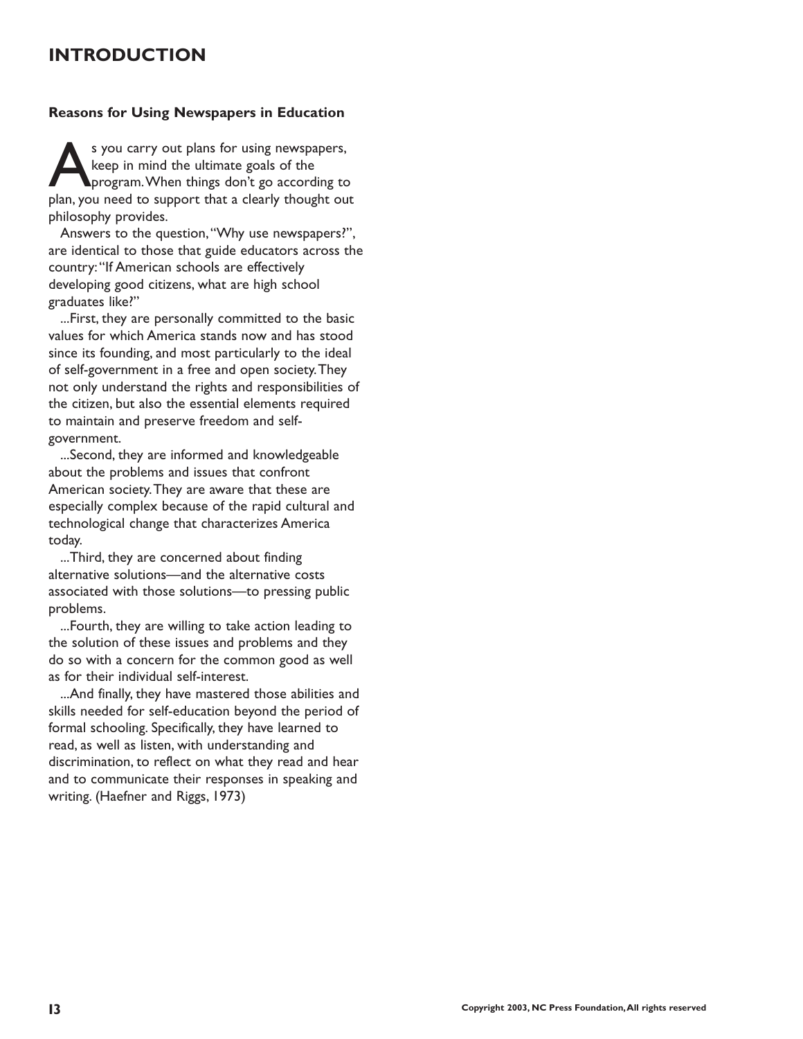# INTRODUCTION

### Reasons for Using Newspapers in Education

As you carry out plans for using newspapers, keep in mind the ultimate goals of the program. When things don't go according to plan, you need to support that a clearly thought out philosophy provides.

Answers to the question, "Why use newspapers?", are identical to those that guide educators across the country: "If American schools are effectively developing good citizens, what are high school graduates like?"

...First, they are personally committed to the basic values for which America stands now and has stood since its founding, and most particularly to the ideal of self-government in a free and open society. They not only understand the rights and responsibilities of the citizen, but also the essential elements required to maintain and preserve freedom and self-government.

...Second, they are informed and knowledgeable about the problems and issues that confront American society. They are aware that these are especially complex because of the rapid cultural and technological change that characterizes America today.

...Third, they are concerned about finding alternative solutions—and the alternative costs associated with those solutions—to pressing public problems.

...Fourth, they are willing to take action leading to the solution of these issues and problems and they do so with a concern for the common good as well as for their individual self-interest.

...And finally, they have mastered those abilities and skills needed for self-education beyond the period of formal schooling. Specifically, they have learned to read, as well as listen, with understanding and discrimination, to reflect on what they read and hear and to communicate their responses in speaking and writing. (Haefner and Riggs, 1973)